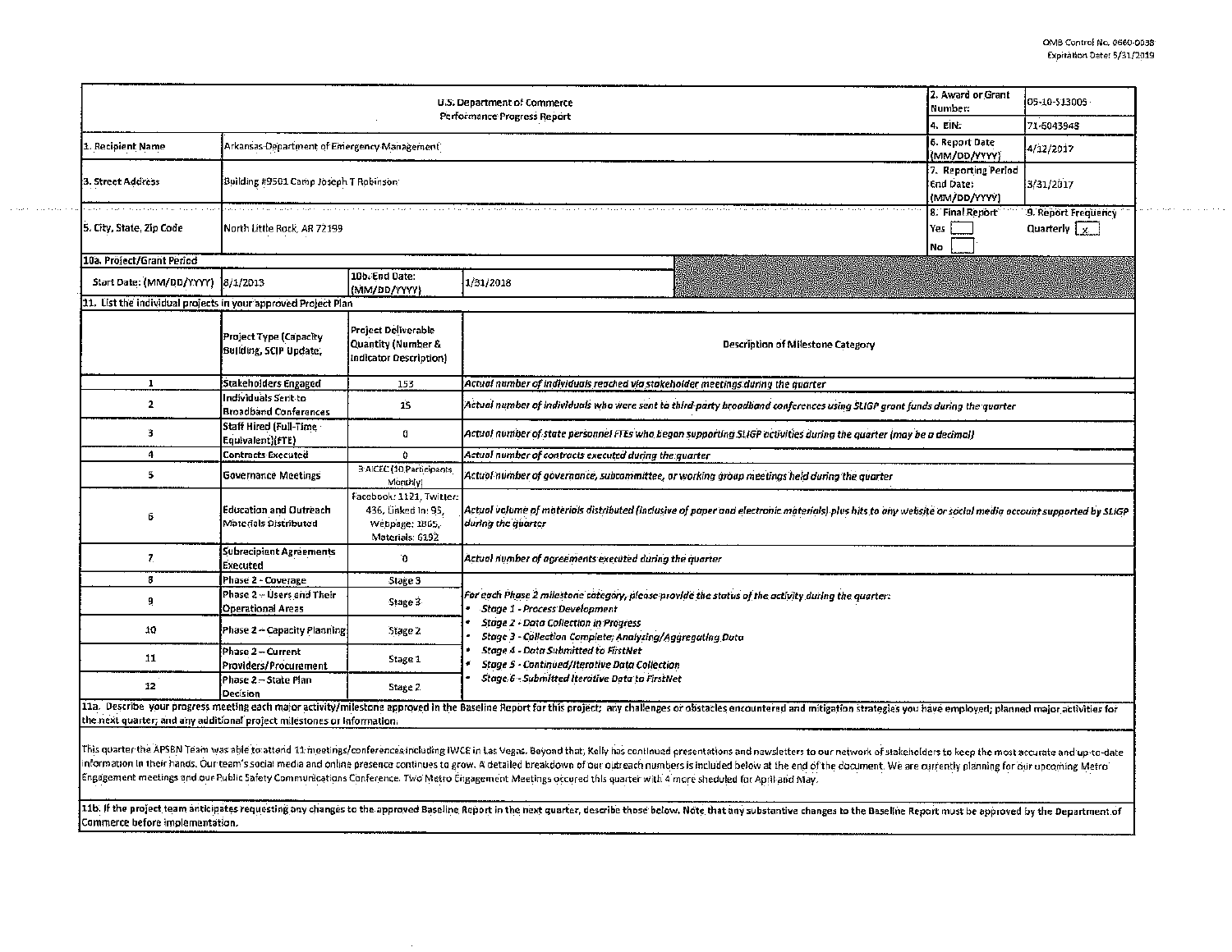OMB Control No. 0660-0038
Expiration Date: 5/31/2019

| U.S. Department of Commerce Performance Progress Report | | | | 2. Award or Grant Number: | 05-10-S13005 |
|---|---|---|---|---|---|
| | | | | 4. EIN: | 71-6043948 |
| 1. Recipient Name | Arkansas Department of Emergency Management | | | 6. Report Date (MM/DD/YYYY) | 4/12/2017 |
| 3. Street Address | Building #9501 Camp Joseph T Robinson | | | 7. Reporting Period End Date: (MM/DD/YYYY) | 3/31/2017 |
| 5. City, State, Zip Code | North Little Rock, AR 72199 | | | 8. Final Report Yes [ ] No [ ] | 9. Report Frequency Quarterly [x] |
| 10a. Project/Grant Period | | | | | |
| Start Date: (MM/DD/YYYY) | 8/1/2013 | 10b. End Date: (MM/DD/YYYY) | 1/31/2018 | | |

11. List the individual projects in your approved Project Plan

| | Project Type (Capacity Building, SCIP Update, | Project Deliverable Quantity (Number & Indicator Description) | Description of Milestone Category |
|---|---|---|---|
| 1 | Stakeholders Engaged | 153 | *Actual number of individuals reached via stakeholder meetings during the quarter* |
| 2 | Individuals Sent to Broadband Conferences | 15 | *Actual number of individuals who were sent to third-party broadband conferences using SLIGP grant funds during the quarter* |
| 3 | Staff Hired (Full-Time Equivalent)(FTE) | 0 | *Actual number of state personnel FTEs who began supporting SLIGP activities during the quarter (may be a decimal)* |
| 4 | Contracts Executed | 0 | *Actual number of contracts executed during the quarter* |
| 5 | Governance Meetings | 3 AICEC (30 Participants, Monthly) | *Actual number of governance, subcommittee, or working group meetings held during the quarter* |
| 6 | Education and Outreach Materials Distributed | Facebook: 1121, Twitter: 436, Linked In: 95, Webpage: 1865, Materials: 6192 | *Actual volume of materials distributed (inclusive of paper and electronic materials) plus hits to any website or social media account supported by SLIGP during the quarter* |
| 7 | Subrecipient Agreements Executed | 0 | *Actual number of agreements executed during the quarter* |
| 8 | Phase 2 - Coverage | Stage 3 | *For each Phase 2 milestone category, please provide the status of the activity during the quarter:* |
| 9 | Phase 2 - Users and Their Operational Areas | Stage 3 | • *Stage 1 - Process Development* • *Stage 2 - Data Collection in Progress* |
| 10 | Phase 2 - Capacity Planning | Stage 2 | • *Stage 3 - Collection Complete; Analyzing/Aggregating Data* • *Stage 4 - Data Submitted to FirstNet* |
| 11 | Phase 2 - Current Providers/Procurement | Stage 1 | • *Stage 5 - Continued/Iterative Data Collection* |
| 12 | Phase 2 - State Plan Decision | Stage 2 | • *Stage 6 - Submitted Iterative Data to FirstNet* |

11a. Describe your progress meeting each major activity/milestone approved in the Baseline Report for this project; any challenges or obstacles encountered and mitigation strategies you have employed; planned major activities for the next quarter; and any additional project milestones or information.

This quarter the APSBN Team was able to attend 11 meetings/conferences including IWCE in Las Vegas. Beyond that, Kelly has continued presentations and newsletters to our network of stakeholders to keep the most accurate and up-to-date information in their hands. Our team's social media and online presence continues to grow. A detailed breakdown of our outreach numbers is included below at the end of the document. We are currently planning for our upcoming Metro Engagement meetings and our Public Safety Communications Conference. Two Metro Engagement Meetings occured this quarter with 4 more sheduled for April and May.

11b. If the project team anticipates requesting any changes to the approved Baseline Report in the next quarter, describe those below. Note that any substantive changes to the Baseline Report must be approved by the Department of Commerce before implementation.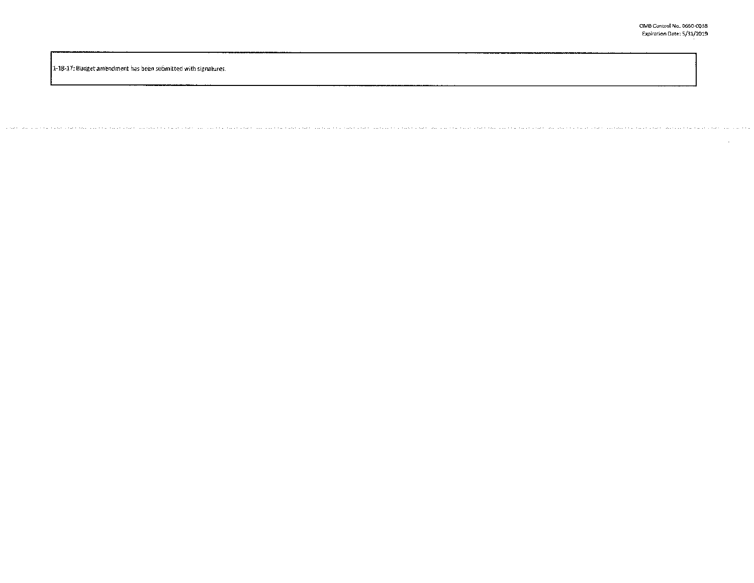1-18-17: Budget amendment has been submitted with signatures.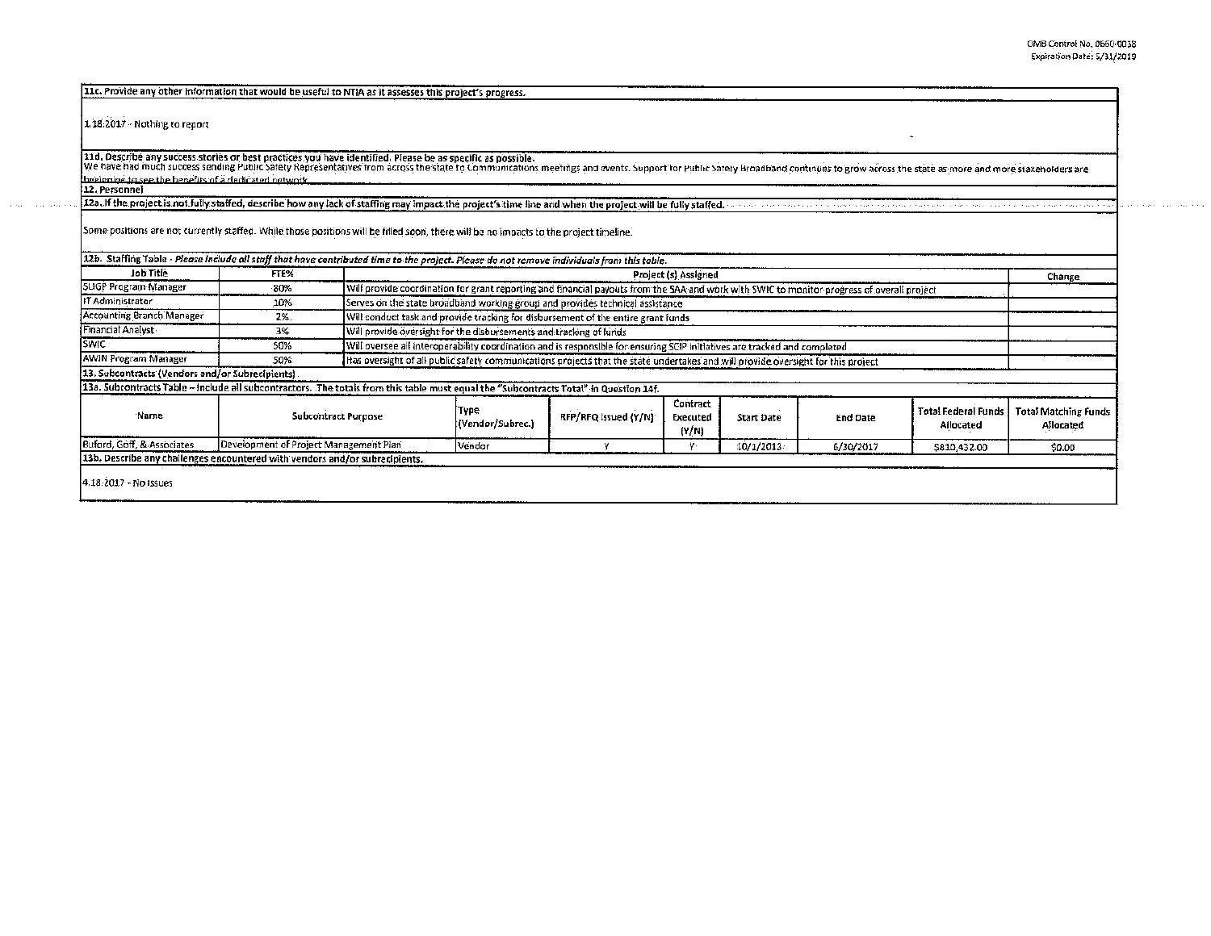**11c. Provide any other information that would be useful to NTIA as it assesses this project's progress.**

1.18.2017 - Nothing to report

**11d. Describe any success stories or best practices you have identified. Please be as specific as possible.**

We have had much success sending Public Safety Representatives from across the state to Communications meetings and events. Support for Public Safety Broadband continues to grow across the state as more and more stakeholders are beginning to see the benefits of a dedicated network.

**12. Personnel**

**12a. If the project is not fully staffed, describe how any lack of staffing may impact the project's time line and when the project will be fully staffed.**

Some positions are not currently staffed. While those positions will be filled soon, there will be no impacts to the project timeline.

**12b. Staffing Table** - *Please include all staff that have contributed time to the project. Please do not remove individuals from this table.*

| Job Title | FTE% | Project (s) Assigned | Change |
| --- | --- | --- | --- |
| SLIGP Program Manager | 80% | Will provide coordination for grant reporting and financial payouts from the SAA and work with SWIC to monitor progress of overall project | |
| IT Administrator | 10% | Serves on the state broadband working group and provides technical assistance | |
| Accounting Branch Manager | 2% | Will conduct task and provide tracking for disbursement of the entire grant funds | |
| Financial Analyst | 3% | Will provide oversight for the disbursements and tracking of funds | |
| SWIC | 50% | Will oversee all interoperability coordination and is responsible for ensuring SCIP initiatives are tracked and completed | |
| AWIN Program Manager | 50% | Has oversight of all public safety communications projects that the state undertakes and will provide oversight for this project | |

**13. Subcontracts (Vendors and/or Subrecipients)**

**13a. Subcontracts Table** – Include all subcontractors. The totals from this table must equal the "Subcontracts Total" in Question 14f.

| Name | Subcontract Purpose | Type (Vendor/Subrec.) | RFP/RFQ Issued (Y/N) | Contract Executed (Y/N) | Start Date | End Date | Total Federal Funds Allocated | Total Matching Funds Allocated |
| --- | --- | --- | --- | --- | --- | --- | --- | --- |
| Buford, Goff, & Associates | Development of Project Management Plan | Vendor | Y | Y | 10/1/2013 | 6/30/2017 | $810,432.00 | $0.00 |

**13b. Describe any challenges encountered with vendors and/or subrecipients.**

4.18.2017 - No issues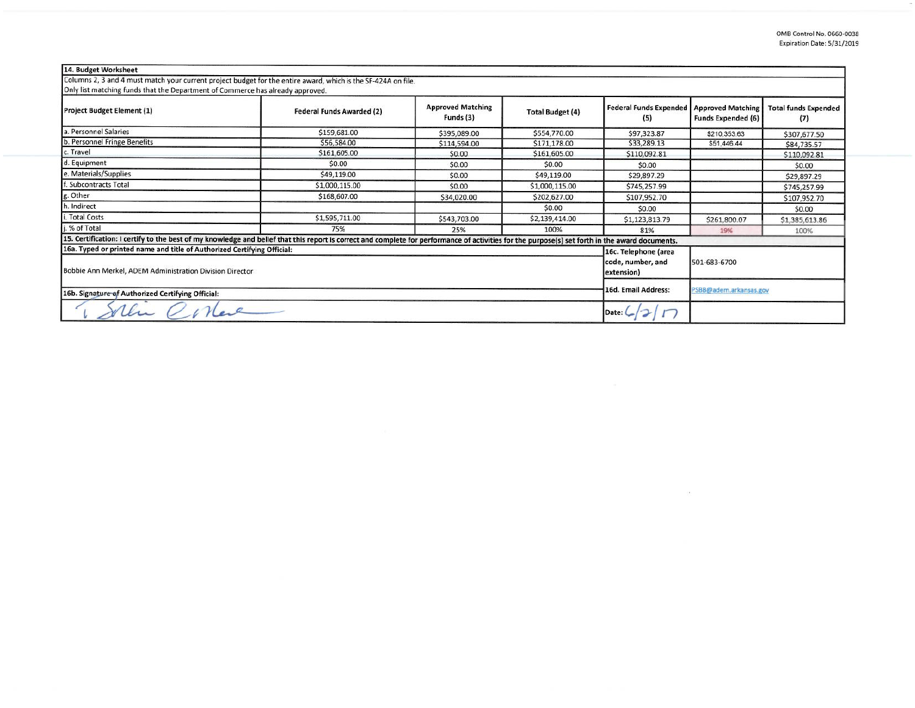OMB Control No. 0660-0038
Expiration Date: 5/31/2019

**14. Budget Worksheet**

Columns 2, 3 and 4 must match your current project budget for the entire award, which is the SF-424A on file.
Only list matching funds that the Department of Commerce has already approved.

| Project Budget Element (1) | Federal Funds Awarded (2) | Approved Matching Funds (3) | Total Budget (4) | Federal Funds Expended (5) | Approved Matching Funds Expended (6) | Total funds Expended (7) |
|---|---|---|---|---|---|---|
| a. Personnel Salaries | $159,681.00 | $395,089.00 | $554,770.00 | $97,323.87 | $210,353.63 | $307,677.50 |
| b. Personnel Fringe Benefits | $56,584.00 | $114,594.00 | $171,178.00 | $33,289.13 | $51,446.44 | $84,735.57 |
| c. Travel | $161,605.00 | $0.00 | $161,605.00 | $110,092.81 | | $110,092.81 |
| d. Equipment | $0.00 | $0.00 | $0.00 | $0.00 | | $0.00 |
| e. Materials/Supplies | $49,119.00 | $0.00 | $49,119.00 | $29,897.29 | | $29,897.29 |
| f. Subcontracts Total | $1,000,115.00 | $0.00 | $1,000,115.00 | $745,257.99 | | $745,257.99 |
| g. Other | $168,607.00 | $34,020.00 | $202,627.00 | $107,952.70 | | $107,952.70 |
| h. Indirect | | | $0.00 | $0.00 | | $0.00 |
| i. Total Costs | $1,595,711.00 | $543,703.00 | $2,139,414.00 | $1,123,813.79 | $261,800.07 | $1,385,613.86 |
| j. % of Total | 75% | 25% | 100% | 81% | 19% | 100% |

**15. Certification:** I certify to the best of my knowledge and belief that this report is correct and complete for performance of activities for the purpose(s) set forth in the award documents.

| | | |
|---|---|---|
| **16a. Typed or printed name and title of Authorized Certifying Official:** Bobbie Ann Merkel, ADEM Administration Division Director | **16c. Telephone (area code, number, and extension)** | 501-683-6700 |
| **16b. Signature of Authorized Certifying Official:** | **16d. Email Address:** | PSBB@adem.arkansas.gov |
| [signature] | **Date:** 6/2/17 | |